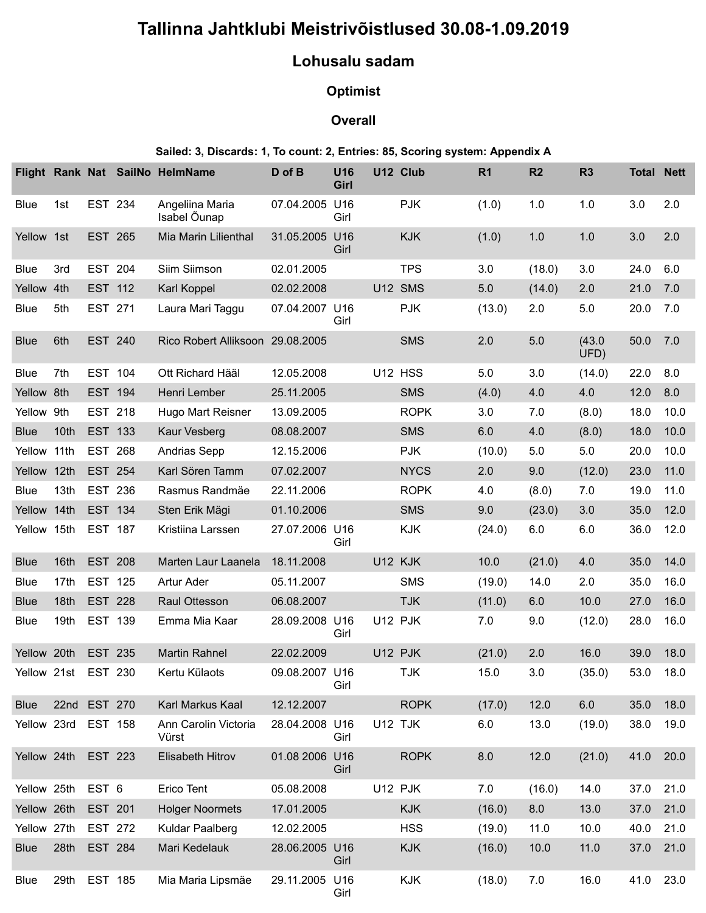# Tallinna Jahtklubi Meistrivõistlused 30.08-1.09.2019

## Lohusalu sadam

### Optimist

### Overall

**Sailed: 3, Discards: 1, To count: 2, Entries: 85, Scoring system: Appendix A**

| Flight | Rank | Nat | SailNo | HelmName | D of B | U16 Girl | U12 | Club | R1 | R2 | R3 | Total | Nett |
|---|---|---|---|---|---|---|---|---|---|---|---|---|---|
| Blue | 1st | EST | 234 | Angeliina Maria Isabel Õunap | 07.04.2005 | U16 Girl | | PJK | (1.0) | 1.0 | 1.0 | 3.0 | 2.0 |
| Yellow | 1st | EST | 265 | Mia Marin Lilienthal | 31.05.2005 | U16 Girl | | KJK | (1.0) | 1.0 | 1.0 | 3.0 | 2.0 |
| Blue | 3rd | EST | 204 | Siim Siimson | 02.01.2005 | | | TPS | 3.0 | (18.0) | 3.0 | 24.0 | 6.0 |
| Yellow | 4th | EST | 112 | Karl Koppel | 02.02.2008 | | U12 | SMS | 5.0 | (14.0) | 2.0 | 21.0 | 7.0 |
| Blue | 5th | EST | 271 | Laura Mari Taggu | 07.04.2007 | U16 Girl | | PJK | (13.0) | 2.0 | 5.0 | 20.0 | 7.0 |
| Blue | 6th | EST | 240 | Rico Robert Alliksoon | 29.08.2005 | | | SMS | 2.0 | 5.0 | (43.0 UFD) | 50.0 | 7.0 |
| Blue | 7th | EST | 104 | Ott Richard Hääl | 12.05.2008 | | U12 | HSS | 5.0 | 3.0 | (14.0) | 22.0 | 8.0 |
| Yellow | 8th | EST | 194 | Henri Lember | 25.11.2005 | | | SMS | (4.0) | 4.0 | 4.0 | 12.0 | 8.0 |
| Yellow | 9th | EST | 218 | Hugo Mart Reisner | 13.09.2005 | | | ROPK | 3.0 | 7.0 | (8.0) | 18.0 | 10.0 |
| Blue | 10th | EST | 133 | Kaur Vesberg | 08.08.2007 | | | SMS | 6.0 | 4.0 | (8.0) | 18.0 | 10.0 |
| Yellow | 11th | EST | 268 | Andrias Sepp | 12.15.2006 | | | PJK | (10.0) | 5.0 | 5.0 | 20.0 | 10.0 |
| Yellow | 12th | EST | 254 | Karl Sören Tamm | 07.02.2007 | | | NYCS | 2.0 | 9.0 | (12.0) | 23.0 | 11.0 |
| Blue | 13th | EST | 236 | Rasmus Randmäe | 22.11.2006 | | | ROPK | 4.0 | (8.0) | 7.0 | 19.0 | 11.0 |
| Yellow | 14th | EST | 134 | Sten Erik Mägi | 01.10.2006 | | | SMS | 9.0 | (23.0) | 3.0 | 35.0 | 12.0 |
| Yellow | 15th | EST | 187 | Kristiina Larssen | 27.07.2006 | U16 Girl | | KJK | (24.0) | 6.0 | 6.0 | 36.0 | 12.0 |
| Blue | 16th | EST | 208 | Marten Laur Laanela | 18.11.2008 | | U12 | KJK | 10.0 | (21.0) | 4.0 | 35.0 | 14.0 |
| Blue | 17th | EST | 125 | Artur Ader | 05.11.2007 | | | SMS | (19.0) | 14.0 | 2.0 | 35.0 | 16.0 |
| Blue | 18th | EST | 228 | Raul Ottesson | 06.08.2007 | | | TJK | (11.0) | 6.0 | 10.0 | 27.0 | 16.0 |
| Blue | 19th | EST | 139 | Emma Mia Kaar | 28.09.2008 | U16 Girl | U12 | PJK | 7.0 | 9.0 | (12.0) | 28.0 | 16.0 |
| Yellow | 20th | EST | 235 | Martin Rahnel | 22.02.2009 | | U12 | PJK | (21.0) | 2.0 | 16.0 | 39.0 | 18.0 |
| Yellow | 21st | EST | 230 | Kertu Külaots | 09.08.2007 | U16 Girl | | TJK | 15.0 | 3.0 | (35.0) | 53.0 | 18.0 |
| Blue | 22nd | EST | 270 | Karl Markus Kaal | 12.12.2007 | | | ROPK | (17.0) | 12.0 | 6.0 | 35.0 | 18.0 |
| Yellow | 23rd | EST | 158 | Ann Carolin Victoria Vürst | 28.04.2008 | U16 Girl | U12 | TJK | 6.0 | 13.0 | (19.0) | 38.0 | 19.0 |
| Yellow | 24th | EST | 223 | Elisabeth Hitrov | 01.08 2006 | U16 Girl | | ROPK | 8.0 | 12.0 | (21.0) | 41.0 | 20.0 |
| Yellow | 25th | EST | 6 | Erico Tent | 05.08.2008 | | U12 | PJK | 7.0 | (16.0) | 14.0 | 37.0 | 21.0 |
| Yellow | 26th | EST | 201 | Holger Noormets | 17.01.2005 | | | KJK | (16.0) | 8.0 | 13.0 | 37.0 | 21.0 |
| Yellow | 27th | EST | 272 | Kuldar Paalberg | 12.02.2005 | | | HSS | (19.0) | 11.0 | 10.0 | 40.0 | 21.0 |
| Blue | 28th | EST | 284 | Mari Kedelauk | 28.06.2005 | U16 Girl | | KJK | (16.0) | 10.0 | 11.0 | 37.0 | 21.0 |
| Blue | 29th | EST | 185 | Mia Maria Lipsmäe | 29.11.2005 | U16 Girl | | KJK | (18.0) | 7.0 | 16.0 | 41.0 | 23.0 |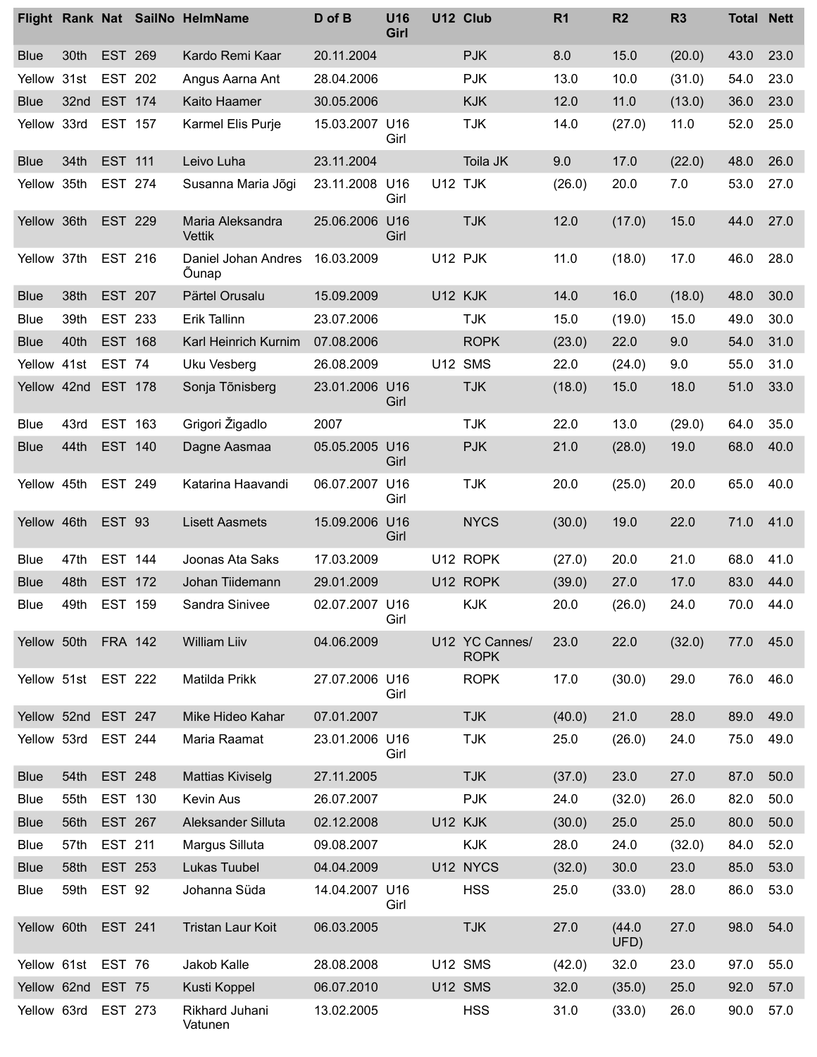| Flight | Rank | Nat | SailNo | HelmName | D of B | U16 Girl | U12 | Club | R1 | R2 | R3 | Total | Nett |
|---|---|---|---|---|---|---|---|---|---|---|---|---|---|
| Blue | 30th | EST | 269 | Kardo Remi Kaar | 20.11.2004 | | | PJK | 8.0 | 15.0 | (20.0) | 43.0 | 23.0 |
| Yellow | 31st | EST | 202 | Angus Aarna Ant | 28.04.2006 | | | PJK | 13.0 | 10.0 | (31.0) | 54.0 | 23.0 |
| Blue | 32nd | EST | 174 | Kaito Haamer | 30.05.2006 | | | KJK | 12.0 | 11.0 | (13.0) | 36.0 | 23.0 |
| Yellow | 33rd | EST | 157 | Karmel Elis Purje | 15.03.2007 | U16 Girl | | TJK | 14.0 | (27.0) | 11.0 | 52.0 | 25.0 |
| Blue | 34th | EST | 111 | Leivo Luha | 23.11.2004 | | | Toila JK | 9.0 | 17.0 | (22.0) | 48.0 | 26.0 |
| Yellow | 35th | EST | 274 | Susanna Maria Jõgi | 23.11.2008 | U16 Girl | U12 | TJK | (26.0) | 20.0 | 7.0 | 53.0 | 27.0 |
| Yellow | 36th | EST | 229 | Maria Aleksandra Vettik | 25.06.2006 | U16 Girl | | TJK | 12.0 | (17.0) | 15.0 | 44.0 | 27.0 |
| Yellow | 37th | EST | 216 | Daniel Johan Andres Õunap | 16.03.2009 | | U12 | PJK | 11.0 | (18.0) | 17.0 | 46.0 | 28.0 |
| Blue | 38th | EST | 207 | Pärtel Orusalu | 15.09.2009 | | U12 | KJK | 14.0 | 16.0 | (18.0) | 48.0 | 30.0 |
| Blue | 39th | EST | 233 | Erik Tallinn | 23.07.2006 | | | TJK | 15.0 | (19.0) | 15.0 | 49.0 | 30.0 |
| Blue | 40th | EST | 168 | Karl Heinrich Kurnim | 07.08.2006 | | | ROPK | (23.0) | 22.0 | 9.0 | 54.0 | 31.0 |
| Yellow | 41st | EST | 74 | Uku Vesberg | 26.08.2009 | | U12 | SMS | 22.0 | (24.0) | 9.0 | 55.0 | 31.0 |
| Yellow | 42nd | EST | 178 | Sonja Tõnisberg | 23.01.2006 | U16 Girl | | TJK | (18.0) | 15.0 | 18.0 | 51.0 | 33.0 |
| Blue | 43rd | EST | 163 | Grigori Žigadlo | 2007 | | | TJK | 22.0 | 13.0 | (29.0) | 64.0 | 35.0 |
| Blue | 44th | EST | 140 | Dagne Aasmaa | 05.05.2005 | U16 Girl | | PJK | 21.0 | (28.0) | 19.0 | 68.0 | 40.0 |
| Yellow | 45th | EST | 249 | Katarina Haavandi | 06.07.2007 | U16 Girl | | TJK | 20.0 | (25.0) | 20.0 | 65.0 | 40.0 |
| Yellow | 46th | EST | 93 | Lisett Aasmets | 15.09.2006 | U16 Girl | | NYCS | (30.0) | 19.0 | 22.0 | 71.0 | 41.0 |
| Blue | 47th | EST | 144 | Joonas Ata Saks | 17.03.2009 | | U12 | ROPK | (27.0) | 20.0 | 21.0 | 68.0 | 41.0 |
| Blue | 48th | EST | 172 | Johan Tiidemann | 29.01.2009 | | U12 | ROPK | (39.0) | 27.0 | 17.0 | 83.0 | 44.0 |
| Blue | 49th | EST | 159 | Sandra Sinivee | 02.07.2007 | U16 Girl | | KJK | 20.0 | (26.0) | 24.0 | 70.0 | 44.0 |
| Yellow | 50th | FRA | 142 | William Liiv | 04.06.2009 | | U12 | YC Cannes/ ROPK | 23.0 | 22.0 | (32.0) | 77.0 | 45.0 |
| Yellow | 51st | EST | 222 | Matilda Prikk | 27.07.2006 | U16 Girl | | ROPK | 17.0 | (30.0) | 29.0 | 76.0 | 46.0 |
| Yellow | 52nd | EST | 247 | Mike Hideo Kahar | 07.01.2007 | | | TJK | (40.0) | 21.0 | 28.0 | 89.0 | 49.0 |
| Yellow | 53rd | EST | 244 | Maria Raamat | 23.01.2006 | U16 Girl | | TJK | 25.0 | (26.0) | 24.0 | 75.0 | 49.0 |
| Blue | 54th | EST | 248 | Mattias Kiviselg | 27.11.2005 | | | TJK | (37.0) | 23.0 | 27.0 | 87.0 | 50.0 |
| Blue | 55th | EST | 130 | Kevin Aus | 26.07.2007 | | | PJK | 24.0 | (32.0) | 26.0 | 82.0 | 50.0 |
| Blue | 56th | EST | 267 | Aleksander Silluta | 02.12.2008 | | U12 | KJK | (30.0) | 25.0 | 25.0 | 80.0 | 50.0 |
| Blue | 57th | EST | 211 | Margus Silluta | 09.08.2007 | | | KJK | 28.0 | 24.0 | (32.0) | 84.0 | 52.0 |
| Blue | 58th | EST | 253 | Lukas Tuubel | 04.04.2009 | | U12 | NYCS | (32.0) | 30.0 | 23.0 | 85.0 | 53.0 |
| Blue | 59th | EST | 92 | Johanna Süda | 14.04.2007 | U16 Girl | | HSS | 25.0 | (33.0) | 28.0 | 86.0 | 53.0 |
| Yellow | 60th | EST | 241 | Tristan Laur Koit | 06.03.2005 | | | TJK | 27.0 | (44.0 UFD) | 27.0 | 98.0 | 54.0 |
| Yellow | 61st | EST | 76 | Jakob Kalle | 28.08.2008 | | U12 | SMS | (42.0) | 32.0 | 23.0 | 97.0 | 55.0 |
| Yellow | 62nd | EST | 75 | Kusti Koppel | 06.07.2010 | | U12 | SMS | 32.0 | (35.0) | 25.0 | 92.0 | 57.0 |
| Yellow | 63rd | EST | 273 | Rikhard Juhani Vatunen | 13.02.2005 | | | HSS | 31.0 | (33.0) | 26.0 | 90.0 | 57.0 |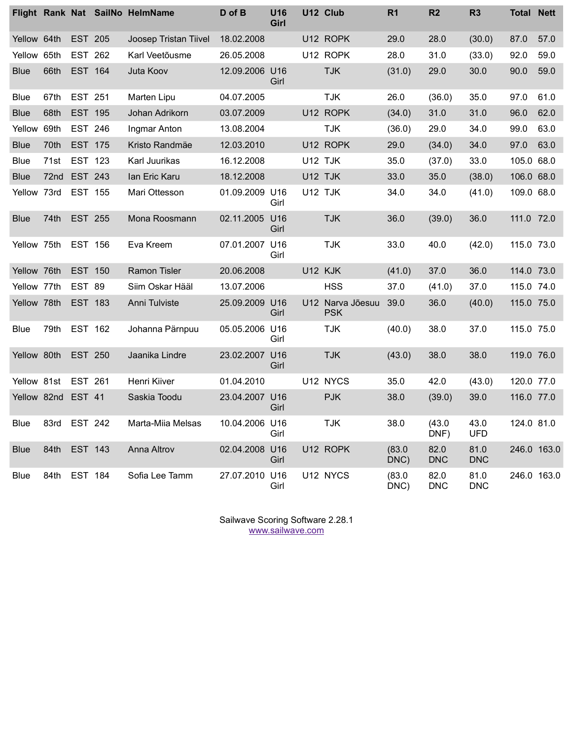| Flight | Rank | Nat | SailNo | HelmName | D of B | U16 Girl | U12 | Club | R1 | R2 | R3 | Total | Nett |
|---|---|---|---|---|---|---|---|---|---|---|---|---|---|
| Yellow | 64th | EST | 205 | Joosep Tristan Tiivel | 18.02.2008 | | U12 | ROPK | 29.0 | 28.0 | (30.0) | 87.0 | 57.0 |
| Yellow | 65th | EST | 262 | Karl Veetõusme | 26.05.2008 | | U12 | ROPK | 28.0 | 31.0 | (33.0) | 92.0 | 59.0 |
| Blue | 66th | EST | 164 | Juta Koov | 12.09.2006 | U16 Girl | | TJK | (31.0) | 29.0 | 30.0 | 90.0 | 59.0 |
| Blue | 67th | EST | 251 | Marten Lipu | 04.07.2005 | | | TJK | 26.0 | (36.0) | 35.0 | 97.0 | 61.0 |
| Blue | 68th | EST | 195 | Johan Adrikorn | 03.07.2009 | | U12 | ROPK | (34.0) | 31.0 | 31.0 | 96.0 | 62.0 |
| Yellow | 69th | EST | 246 | Ingmar Anton | 13.08.2004 | | | TJK | (36.0) | 29.0 | 34.0 | 99.0 | 63.0 |
| Blue | 70th | EST | 175 | Kristo Randmäe | 12.03.2010 | | U12 | ROPK | 29.0 | (34.0) | 34.0 | 97.0 | 63.0 |
| Blue | 71st | EST | 123 | Karl Juurikas | 16.12.2008 | | U12 | TJK | 35.0 | (37.0) | 33.0 | 105.0 | 68.0 |
| Blue | 72nd | EST | 243 | Ian Eric Karu | 18.12.2008 | | U12 | TJK | 33.0 | 35.0 | (38.0) | 106.0 | 68.0 |
| Yellow | 73rd | EST | 155 | Mari Ottesson | 01.09.2009 | U16 Girl | U12 | TJK | 34.0 | 34.0 | (41.0) | 109.0 | 68.0 |
| Blue | 74th | EST | 255 | Mona Roosmann | 02.11.2005 | U16 Girl | | TJK | 36.0 | (39.0) | 36.0 | 111.0 | 72.0 |
| Yellow | 75th | EST | 156 | Eva Kreem | 07.01.2007 | U16 Girl | | TJK | 33.0 | 40.0 | (42.0) | 115.0 | 73.0 |
| Yellow | 76th | EST | 150 | Ramon Tisler | 20.06.2008 | | U12 | KJK | (41.0) | 37.0 | 36.0 | 114.0 | 73.0 |
| Yellow | 77th | EST | 89 | Siim Oskar Hääl | 13.07.2006 | | | HSS | 37.0 | (41.0) | 37.0 | 115.0 | 74.0 |
| Yellow | 78th | EST | 183 | Anni Tulviste | 25.09.2009 | U16 Girl | U12 | Narva Jõesuu PSK | 39.0 | 36.0 | (40.0) | 115.0 | 75.0 |
| Blue | 79th | EST | 162 | Johanna Pärnpuu | 05.05.2006 | U16 Girl | | TJK | (40.0) | 38.0 | 37.0 | 115.0 | 75.0 |
| Yellow | 80th | EST | 250 | Jaanika Lindre | 23.02.2007 | U16 Girl | | TJK | (43.0) | 38.0 | 38.0 | 119.0 | 76.0 |
| Yellow | 81st | EST | 261 | Henri Kiiver | 01.04.2010 | | U12 | NYCS | 35.0 | 42.0 | (43.0) | 120.0 | 77.0 |
| Yellow | 82nd | EST | 41 | Saskia Toodu | 23.04.2007 | U16 Girl | | PJK | 38.0 | (39.0) | 39.0 | 116.0 | 77.0 |
| Blue | 83rd | EST | 242 | Marta-Miia Melsas | 10.04.2006 | U16 Girl | | TJK | 38.0 | (43.0 DNF) | 43.0 UFD | 124.0 | 81.0 |
| Blue | 84th | EST | 143 | Anna Altrov | 02.04.2008 | U16 Girl | U12 | ROPK | (83.0 DNC) | 82.0 DNC | 81.0 DNC | 246.0 | 163.0 |
| Blue | 84th | EST | 184 | Sofia Lee Tamm | 27.07.2010 | U16 Girl | U12 | NYCS | (83.0 DNC) | 82.0 DNC | 81.0 DNC | 246.0 | 163.0 |

Sailwave Scoring Software 2.28.1
www.sailwave.com